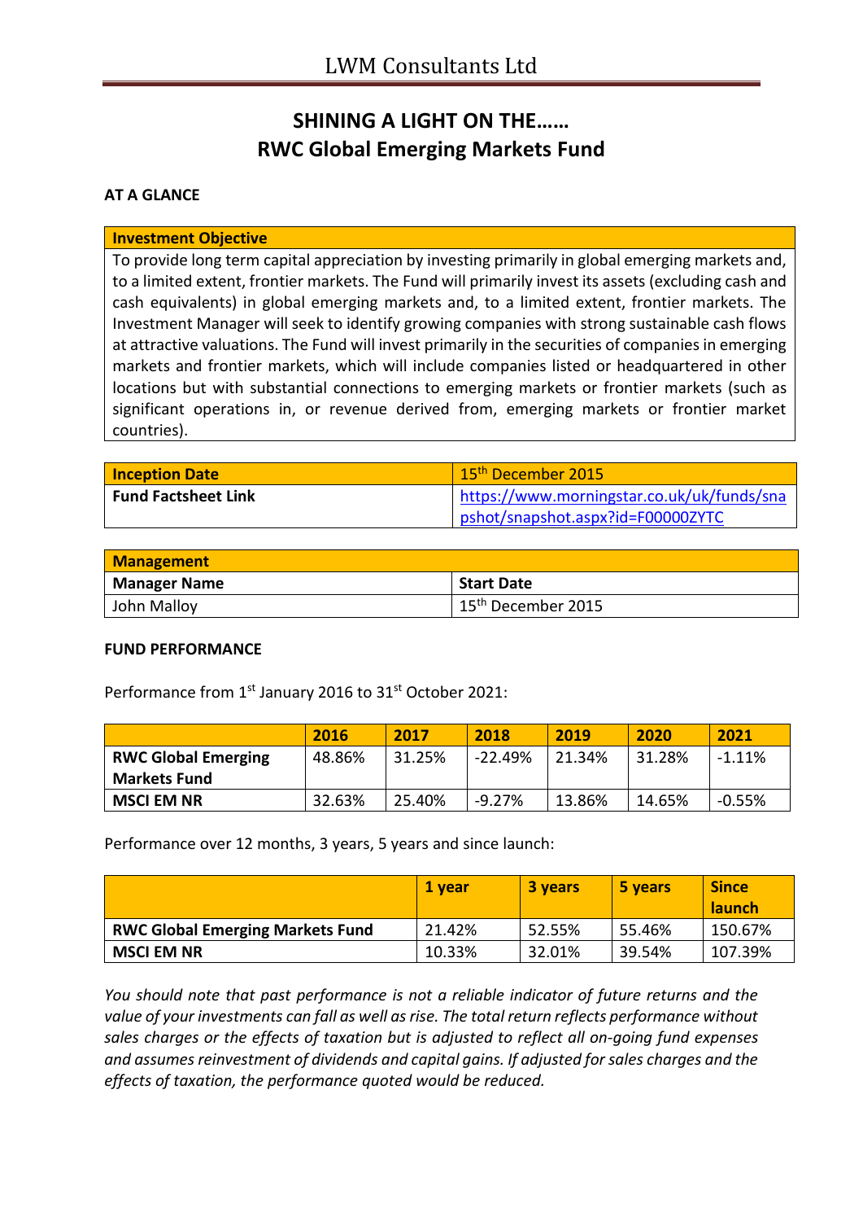# LWM Consultants Ltd

## SHINING A LIGHT ON THE……
## RWC Global Emerging Markets Fund

### AT A GLANCE

| Investment Objective |
|---|
| To provide long term capital appreciation by investing primarily in global emerging markets and, to a limited extent, frontier markets. The Fund will primarily invest its assets (excluding cash and cash equivalents) in global emerging markets and, to a limited extent, frontier markets. The Investment Manager will seek to identify growing companies with strong sustainable cash flows at attractive valuations. The Fund will invest primarily in the securities of companies in emerging markets and frontier markets, which will include companies listed or headquartered in other locations but with substantial connections to emerging markets or frontier markets (such as significant operations in, or revenue derived from, emerging markets or frontier market countries). |

| Inception Date | 15th December 2015 |
|---|---|
| Fund Factsheet Link | https://www.morningstar.co.uk/uk/funds/snapshot/snapshot.aspx?id=F00000ZYTC |

| Management | |
|---|---|
| **Manager Name** | **Start Date** |
| John Malloy | 15th December 2015 |

### FUND PERFORMANCE

Performance from 1st January 2016 to 31st October 2021:

| | 2016 | 2017 | 2018 | 2019 | 2020 | 2021 |
|---|---|---|---|---|---|---|
| **RWC Global Emerging Markets Fund** | 48.86% | 31.25% | -22.49% | 21.34% | 31.28% | -1.11% |
| **MSCI EM NR** | 32.63% | 25.40% | -9.27% | 13.86% | 14.65% | -0.55% |

Performance over 12 months, 3 years, 5 years and since launch:

| | 1 year | 3 years | 5 years | Since launch |
|---|---|---|---|---|
| **RWC Global Emerging Markets Fund** | 21.42% | 52.55% | 55.46% | 150.67% |
| **MSCI EM NR** | 10.33% | 32.01% | 39.54% | 107.39% |

*You should note that past performance is not a reliable indicator of future returns and the value of your investments can fall as well as rise. The total return reflects performance without sales charges or the effects of taxation but is adjusted to reflect all on-going fund expenses and assumes reinvestment of dividends and capital gains. If adjusted for sales charges and the effects of taxation, the performance quoted would be reduced.*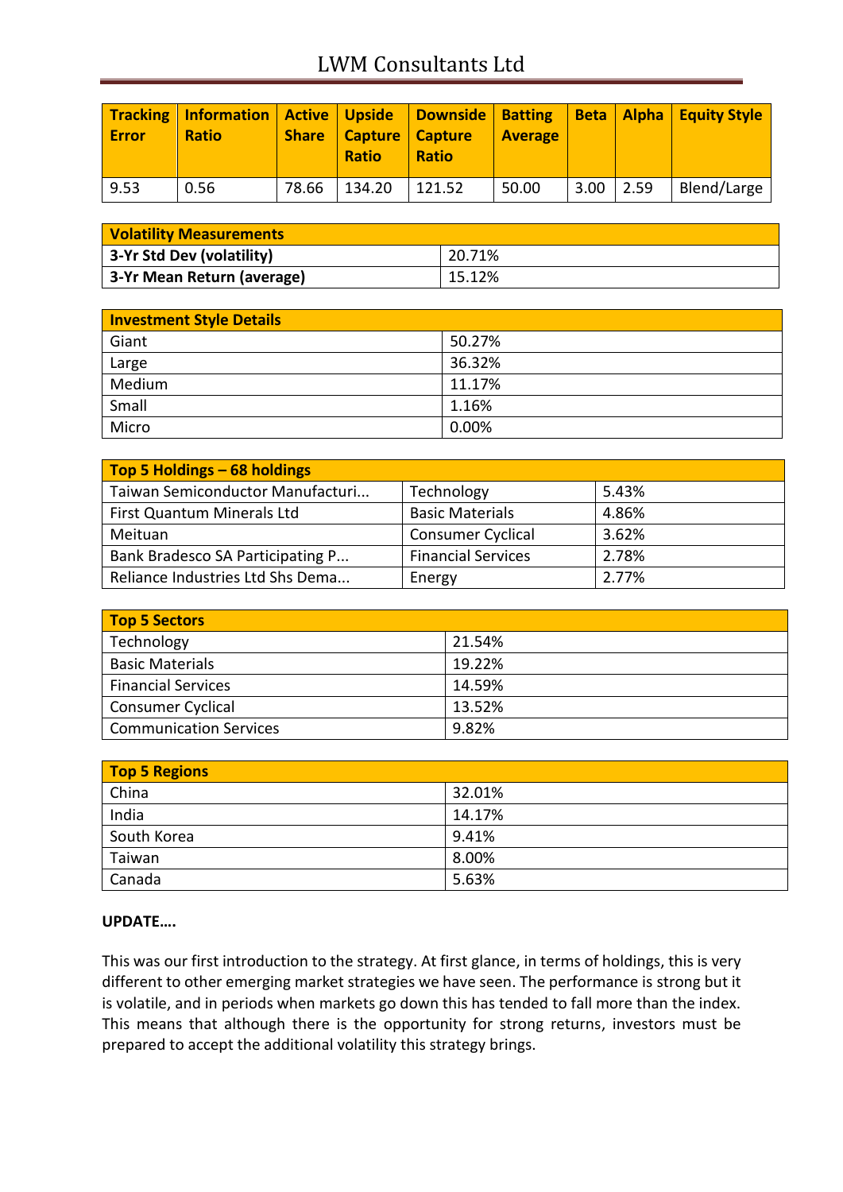| Tracking Error | Information Ratio | Active Share | Upside Capture Ratio | Downside Capture Ratio | Batting Average | Beta | Alpha | Equity Style |
|---|---|---|---|---|---|---|---|---|
| 9.53 | 0.56 | 78.66 | 134.20 | 121.52 | 50.00 | 3.00 | 2.59 | Blend/Large |

| Volatility Measurements | |
|---|---|
| 3-Yr Std Dev (volatility) | 20.71% |
| 3-Yr Mean Return (average) | 15.12% |

| Investment Style Details | |
|---|---|
| Giant | 50.27% |
| Large | 36.32% |
| Medium | 11.17% |
| Small | 1.16% |
| Micro | 0.00% |

| Top 5 Holdings – 68 holdings | | |
|---|---|---|
| Taiwan Semiconductor Manufacturi... | Technology | 5.43% |
| First Quantum Minerals Ltd | Basic Materials | 4.86% |
| Meituan | Consumer Cyclical | 3.62% |
| Bank Bradesco SA Participating P... | Financial Services | 2.78% |
| Reliance Industries Ltd Shs Dema... | Energy | 2.77% |

| Top 5 Sectors | |
|---|---|
| Technology | 21.54% |
| Basic Materials | 19.22% |
| Financial Services | 14.59% |
| Consumer Cyclical | 13.52% |
| Communication Services | 9.82% |

| Top 5 Regions | |
|---|---|
| China | 32.01% |
| India | 14.17% |
| South Korea | 9.41% |
| Taiwan | 8.00% |
| Canada | 5.63% |

**UPDATE….**

This was our first introduction to the strategy. At first glance, in terms of holdings, this is very different to other emerging market strategies we have seen. The performance is strong but it is volatile, and in periods when markets go down this has tended to fall more than the index. This means that although there is the opportunity for strong returns, investors must be prepared to accept the additional volatility this strategy brings.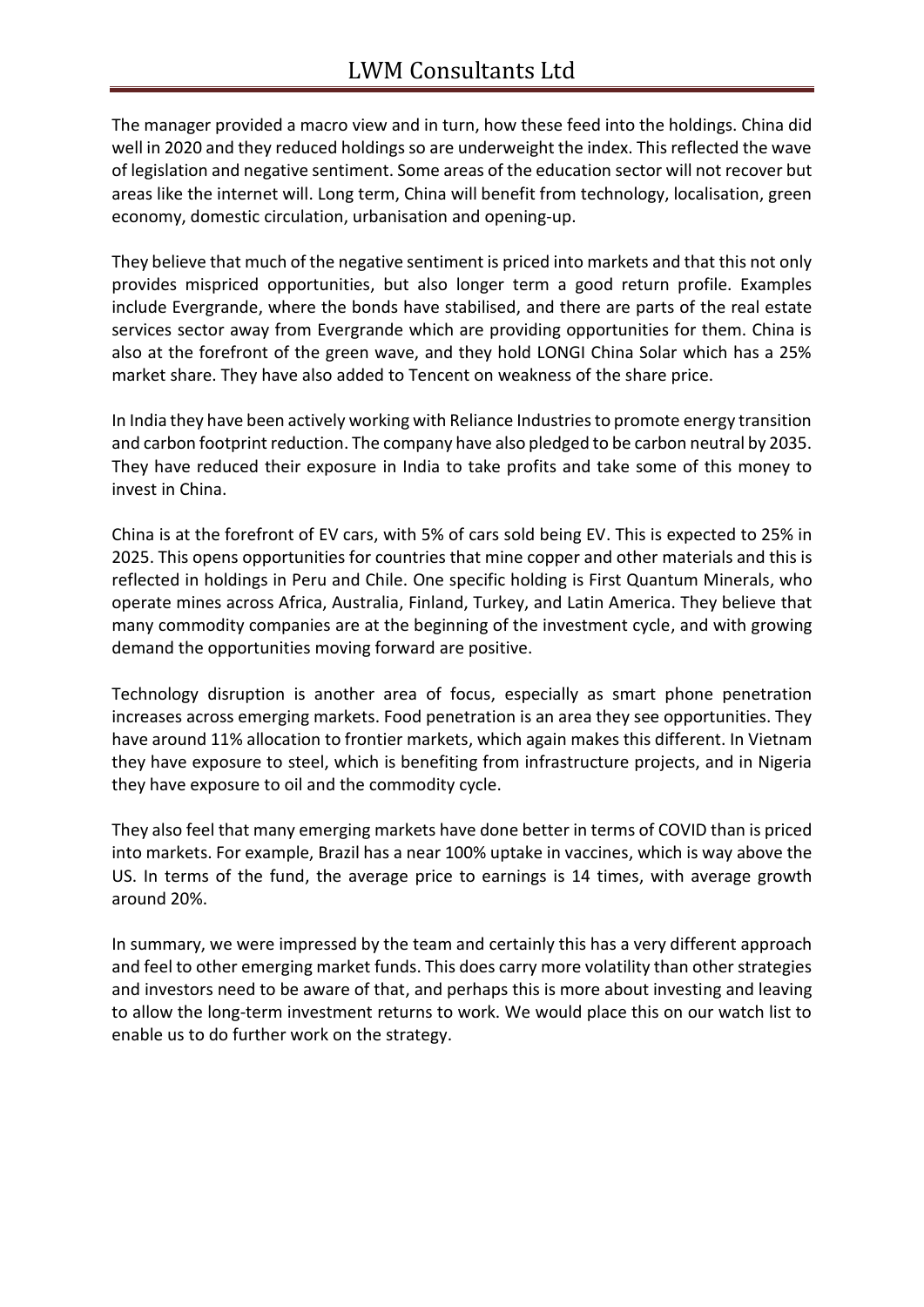The manager provided a macro view and in turn, how these feed into the holdings. China did well in 2020 and they reduced holdings so are underweight the index. This reflected the wave of legislation and negative sentiment. Some areas of the education sector will not recover but areas like the internet will. Long term, China will benefit from technology, localisation, green economy, domestic circulation, urbanisation and opening-up.

They believe that much of the negative sentiment is priced into markets and that this not only provides mispriced opportunities, but also longer term a good return profile. Examples include Evergrande, where the bonds have stabilised, and there are parts of the real estate services sector away from Evergrande which are providing opportunities for them. China is also at the forefront of the green wave, and they hold LONGI China Solar which has a 25% market share. They have also added to Tencent on weakness of the share price.

In India they have been actively working with Reliance Industries to promote energy transition and carbon footprint reduction. The company have also pledged to be carbon neutral by 2035. They have reduced their exposure in India to take profits and take some of this money to invest in China.

China is at the forefront of EV cars, with 5% of cars sold being EV. This is expected to 25% in 2025. This opens opportunities for countries that mine copper and other materials and this is reflected in holdings in Peru and Chile. One specific holding is First Quantum Minerals, who operate mines across Africa, Australia, Finland, Turkey, and Latin America. They believe that many commodity companies are at the beginning of the investment cycle, and with growing demand the opportunities moving forward are positive.

Technology disruption is another area of focus, especially as smart phone penetration increases across emerging markets. Food penetration is an area they see opportunities. They have around 11% allocation to frontier markets, which again makes this different. In Vietnam they have exposure to steel, which is benefiting from infrastructure projects, and in Nigeria they have exposure to oil and the commodity cycle.

They also feel that many emerging markets have done better in terms of COVID than is priced into markets. For example, Brazil has a near 100% uptake in vaccines, which is way above the US. In terms of the fund, the average price to earnings is 14 times, with average growth around 20%.

In summary, we were impressed by the team and certainly this has a very different approach and feel to other emerging market funds. This does carry more volatility than other strategies and investors need to be aware of that, and perhaps this is more about investing and leaving to allow the long-term investment returns to work. We would place this on our watch list to enable us to do further work on the strategy.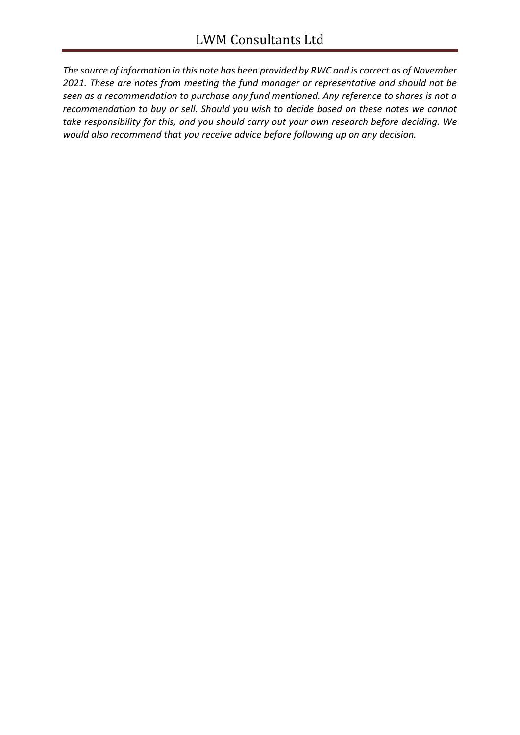*The source of information in this note has been provided by RWC and is correct as of November 2021. These are notes from meeting the fund manager or representative and should not be seen as a recommendation to purchase any fund mentioned. Any reference to shares is not a recommendation to buy or sell. Should you wish to decide based on these notes we cannot take responsibility for this, and you should carry out your own research before deciding. We would also recommend that you receive advice before following up on any decision.*